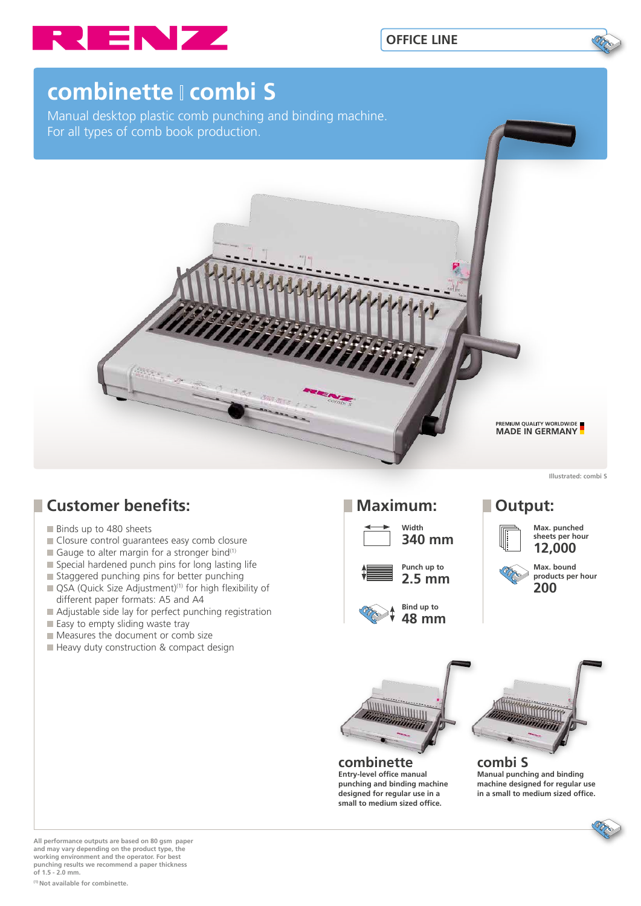RENZ

OFFICE LINE

# combinette | combi S

Manual desktop plastic comb punching and binding machine.
For all types of comb book production.

PREMIUM QUALITY WORLDWIDE
MADE IN GERMANY

Illustrated: combi S

## Customer benefits:

- Binds up to 480 sheets
- Closure control guarantees easy comb closure
- Gauge to alter margin for a stronger bind[1]
- Special hardened punch pins for long lasting life
- Staggered punching pins for better punching
- QSA (Quick Size Adjustment)[1] for high flexibility of different paper formats: A5 and A4
- Adjustable side lay for perfect punching registration
- Easy to empty sliding waste tray
- Measures the document or comb size
- Heavy duty construction & compact design

## Maximum:

Width
**340 mm**

Punch up to
**2.5 mm**

Bind up to
**48 mm**

## Output:

Max. punched sheets per hour
**12,000**

Max. bound products per hour
**200**

### combinette

**Entry-level office manual punching and binding machine designed for regular use in a small to medium sized office.**

### combi S

**Manual punching and binding machine designed for regular use in a small to medium sized office.**

**All performance outputs are based on 80 gsm paper and may vary depending on the product type, the working environment and the operator. For best punching results we recommend a paper thickness of 1.5 - 2.0 mm.**

**[1] Not available for combinette.**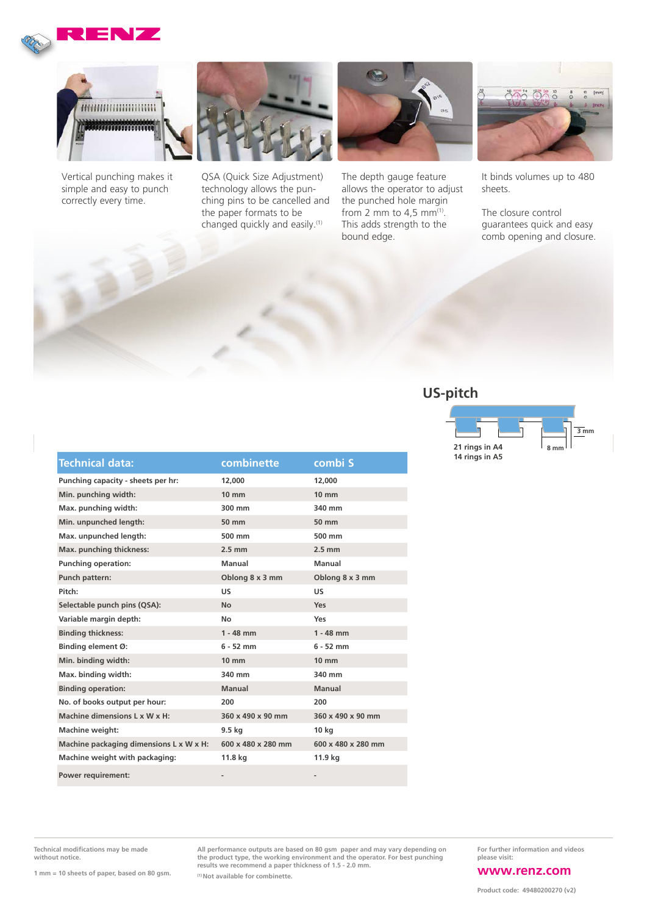Vertical punching makes it simple and easy to punch correctly every time.

QSA (Quick Size Adjustment) technology allows the punching pins to be cancelled and the paper formats to be changed quickly and easily.[1]

The depth gauge feature allows the operator to adjust the punched hole margin from 2 mm to 4,5 mm[1]. This adds strength to the bound edge.

It binds volumes up to 480 sheets.

The closure control guarantees quick and easy comb opening and closure.

## US-pitch

3 mm

8 mm

21 rings in A4
14 rings in A5

| Technical data: | combinette | combi S |
|---|---|---|
| Punching capacity - sheets per hr: | 12,000 | 12,000 |
| Min. punching width: | 10 mm | 10 mm |
| Max. punching width: | 300 mm | 340 mm |
| Min. unpunched length: | 50 mm | 50 mm |
| Max. unpunched length: | 500 mm | 500 mm |
| Max. punching thickness: | 2.5 mm | 2.5 mm |
| Punching operation: | Manual | Manual |
| Punch pattern: | Oblong 8 x 3 mm | Oblong 8 x 3 mm |
| Pitch: | US | US |
| Selectable punch pins (QSA): | No | Yes |
| Variable margin depth: | No | Yes |
| Binding thickness: | 1 - 48 mm | 1 - 48 mm |
| Binding element Ø: | 6 - 52 mm | 6 - 52 mm |
| Min. binding width: | 10 mm | 10 mm |
| Max. binding width: | 340 mm | 340 mm |
| Binding operation: | Manual | Manual |
| No. of books output per hour: | 200 | 200 |
| Machine dimensions L x W x H: | 360 x 490 x 90 mm | 360 x 490 x 90 mm |
| Machine weight: | 9.5 kg | 10 kg |
| Machine packaging dimensions L x W x H: | 600 x 480 x 280 mm | 600 x 480 x 280 mm |
| Machine weight with packaging: | 11.8 kg | 11.9 kg |
| Power requirement: | - | - |

Technical modifications may be made without notice.

1 mm = 10 sheets of paper, based on 80 gsm.

All performance outputs are based on 80 gsm paper and may vary depending on the product type, the working environment and the operator. For best punching results we recommend a paper thickness of 1.5 - 2.0 mm.

[1] Not available for combinette.

For further information and videos please visit:

**www.renz.com**

Product code: 49480200270 (v2)